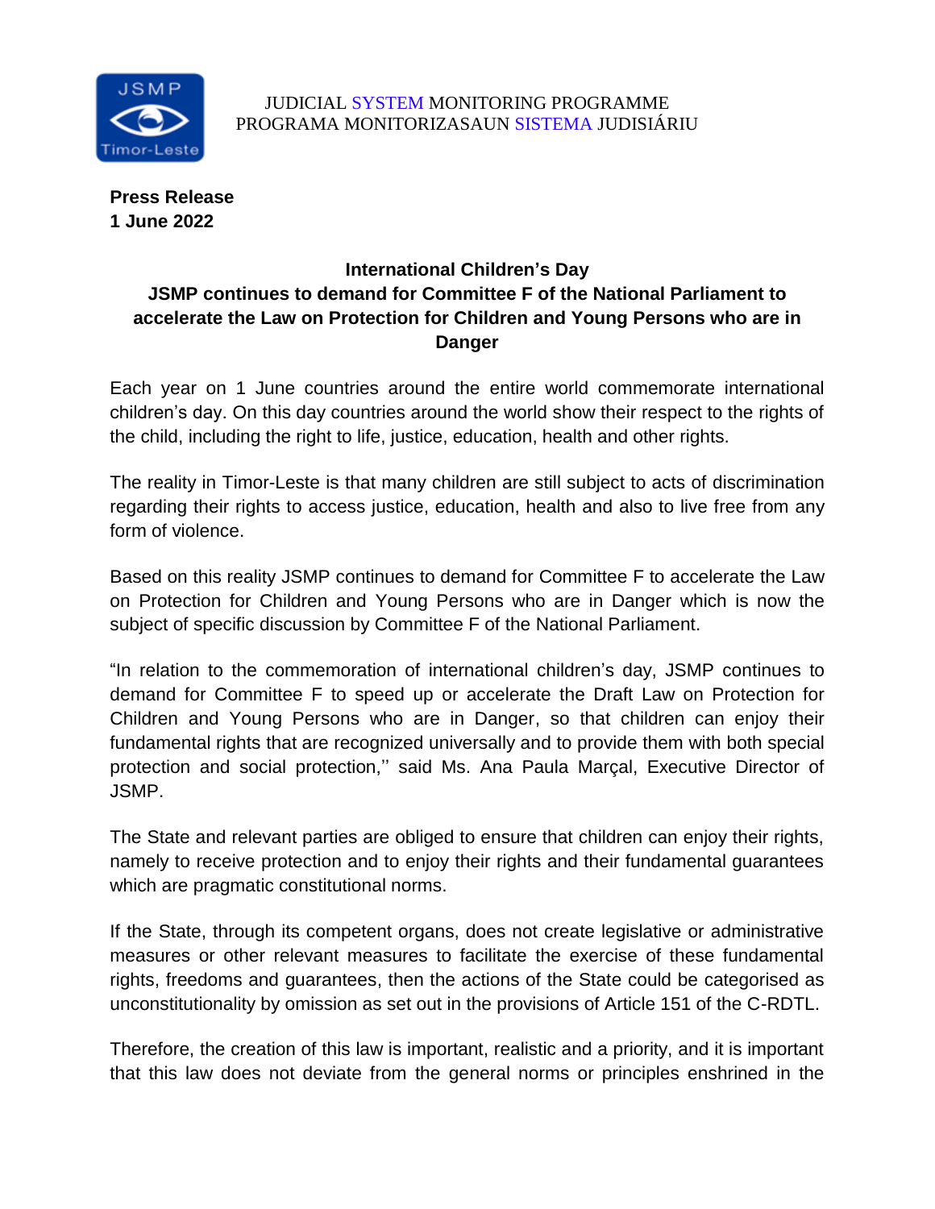JUDICIAL SYSTEM MONITORING PROGRAMME
PROGRAMA MONITORIZASAUN SISTEMA JUDISIÁRIU

**Press Release**
**1 June 2022**

## International Children's Day
## JSMP continues to demand for Committee F of the National Parliament to accelerate the Law on Protection for Children and Young Persons who are in Danger

Each year on 1 June countries around the entire world commemorate international children's day. On this day countries around the world show their respect to the rights of the child, including the right to life, justice, education, health and other rights.

The reality in Timor-Leste is that many children are still subject to acts of discrimination regarding their rights to access justice, education, health and also to live free from any form of violence.

Based on this reality JSMP continues to demand for Committee F to accelerate the Law on Protection for Children and Young Persons who are in Danger which is now the subject of specific discussion by Committee F of the National Parliament.

"In relation to the commemoration of international children's day, JSMP continues to demand for Committee F to speed up or accelerate the Draft Law on Protection for Children and Young Persons who are in Danger, so that children can enjoy their fundamental rights that are recognized universally and to provide them with both special protection and social protection,'' said Ms. Ana Paula Marçal, Executive Director of JSMP.

The State and relevant parties are obliged to ensure that children can enjoy their rights, namely to receive protection and to enjoy their rights and their fundamental guarantees which are pragmatic constitutional norms.

If the State, through its competent organs, does not create legislative or administrative measures or other relevant measures to facilitate the exercise of these fundamental rights, freedoms and guarantees, then the actions of the State could be categorised as unconstitutionality by omission as set out in the provisions of Article 151 of the C-RDTL.

Therefore, the creation of this law is important, realistic and a priority, and it is important that this law does not deviate from the general norms or principles enshrined in the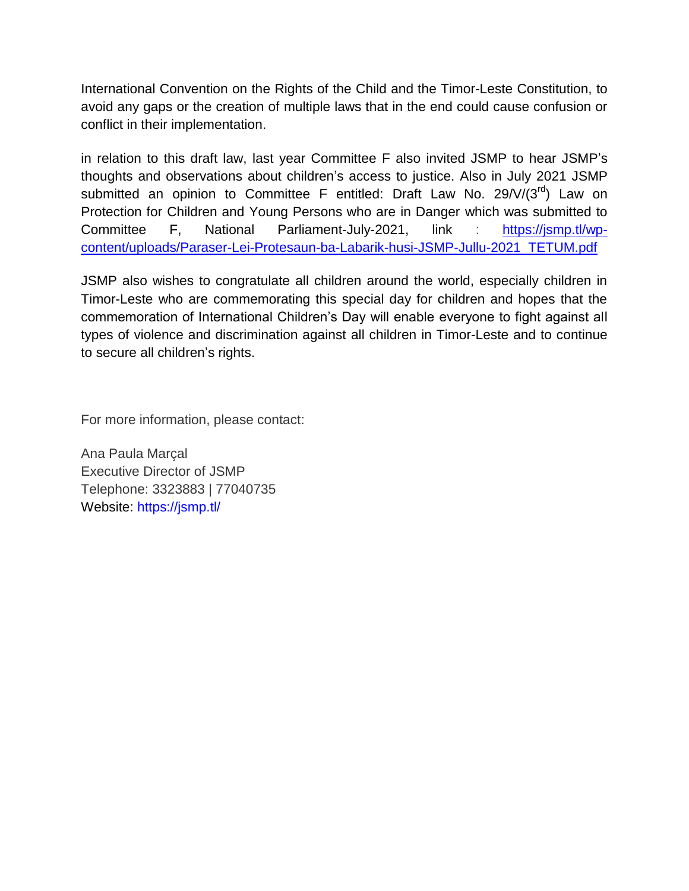International Convention on the Rights of the Child and the Timor-Leste Constitution, to avoid any gaps or the creation of multiple laws that in the end could cause confusion or conflict in their implementation.

in relation to this draft law, last year Committee F also invited JSMP to hear JSMP's thoughts and observations about children's access to justice. Also in July 2021 JSMP submitted an opinion to Committee F entitled: Draft Law No. 29/V/(3rd) Law on Protection for Children and Young Persons who are in Danger which was submitted to Committee F, National Parliament-July-2021, link : https://jsmp.tl/wp-content/uploads/Paraser-Lei-Protesaun-ba-Labarik-husi-JSMP-Jullu-2021_TETUM.pdf

JSMP also wishes to congratulate all children around the world, especially children in Timor-Leste who are commemorating this special day for children and hopes that the commemoration of International Children's Day will enable everyone to fight against all types of violence and discrimination against all children in Timor-Leste and to continue to secure all children's rights.

For more information, please contact:

Ana Paula Marçal  
Executive Director of JSMP  
Telephone: 3323883 | 77040735  
Website: https://jsmp.tl/